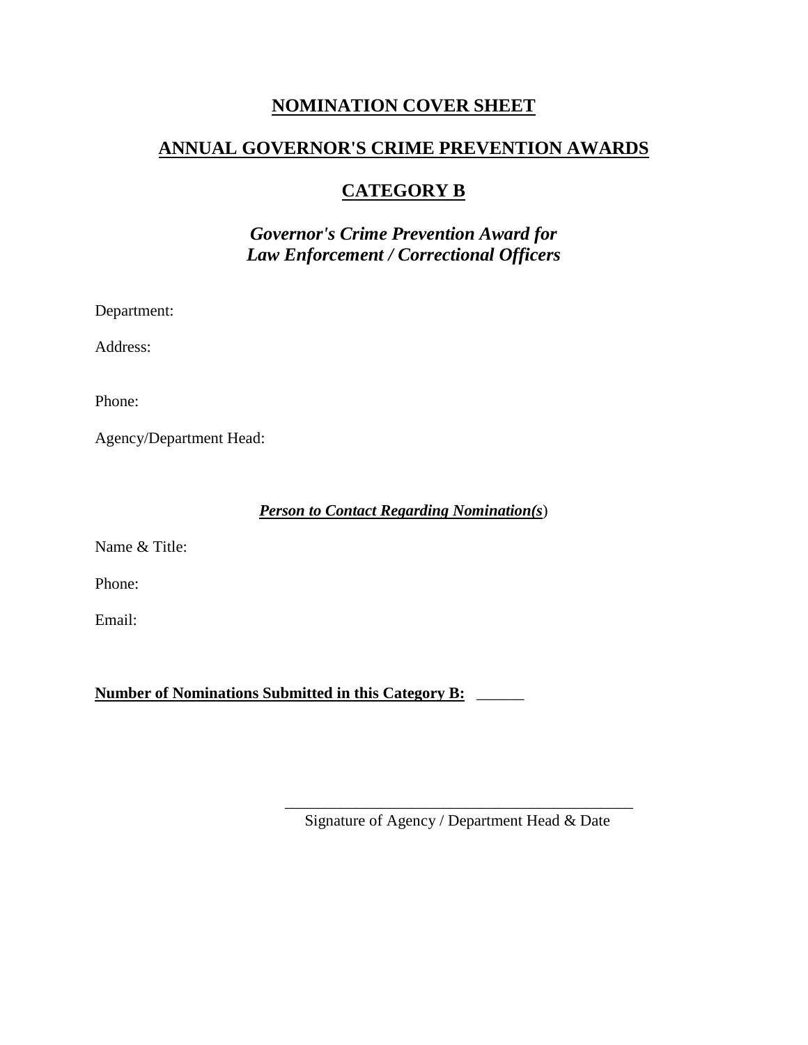# NOMINATION COVER SHEET

## ANNUAL GOVERNOR'S CRIME PREVENTION AWARDS

## CATEGORY B

***Governor's Crime Prevention Award for Law Enforcement / Correctional Officers***

Department:

Address:

Phone:

Agency/Department Head:

***Person to Contact Regarding Nomination(s)***

Name & Title:

Phone:

Email:

**Number of Nominations Submitted in this Category B:** ______

_____________________________________________
Signature of Agency / Department Head & Date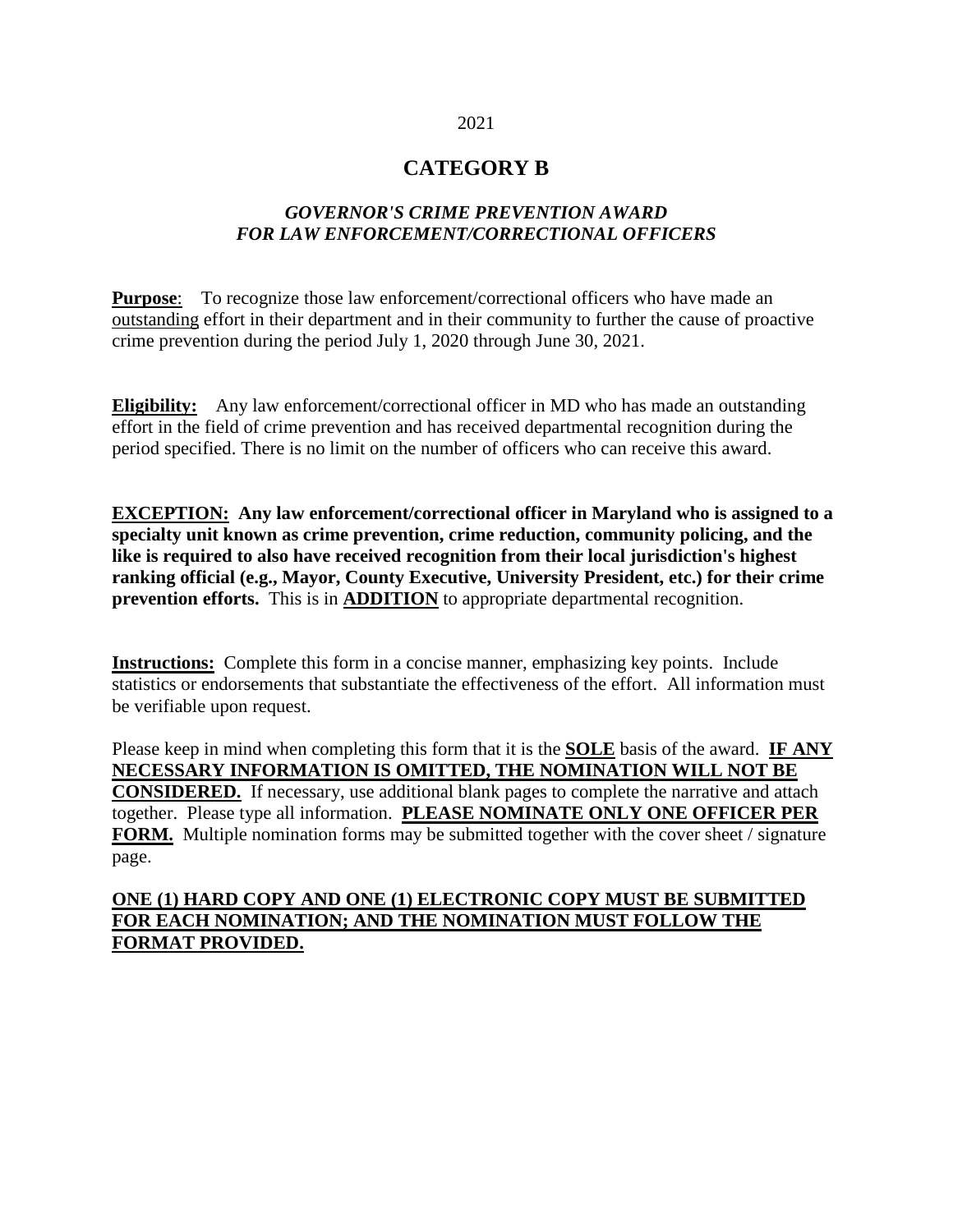2021

# CATEGORY B

## *GOVERNOR'S CRIME PREVENTION AWARD FOR LAW ENFORCEMENT/CORRECTIONAL OFFICERS*

**Purpose**: To recognize those law enforcement/correctional officers who have made an outstanding effort in their department and in their community to further the cause of proactive crime prevention during the period July 1, 2020 through June 30, 2021.

**Eligibility:** Any law enforcement/correctional officer in MD who has made an outstanding effort in the field of crime prevention and has received departmental recognition during the period specified. There is no limit on the number of officers who can receive this award.

**EXCEPTION: Any law enforcement/correctional officer in Maryland who is assigned to a specialty unit known as crime prevention, crime reduction, community policing, and the like is required to also have received recognition from their local jurisdiction's highest ranking official (e.g., Mayor, County Executive, University President, etc.) for their crime prevention efforts.** This is in **ADDITION** to appropriate departmental recognition.

**Instructions:** Complete this form in a concise manner, emphasizing key points. Include statistics or endorsements that substantiate the effectiveness of the effort. All information must be verifiable upon request.

Please keep in mind when completing this form that it is the **SOLE** basis of the award. **IF ANY NECESSARY INFORMATION IS OMITTED, THE NOMINATION WILL NOT BE CONSIDERED.** If necessary, use additional blank pages to complete the narrative and attach together. Please type all information. **PLEASE NOMINATE ONLY ONE OFFICER PER FORM.** Multiple nomination forms may be submitted together with the cover sheet / signature page.

**ONE (1) HARD COPY AND ONE (1) ELECTRONIC COPY MUST BE SUBMITTED FOR EACH NOMINATION; AND THE NOMINATION MUST FOLLOW THE FORMAT PROVIDED.**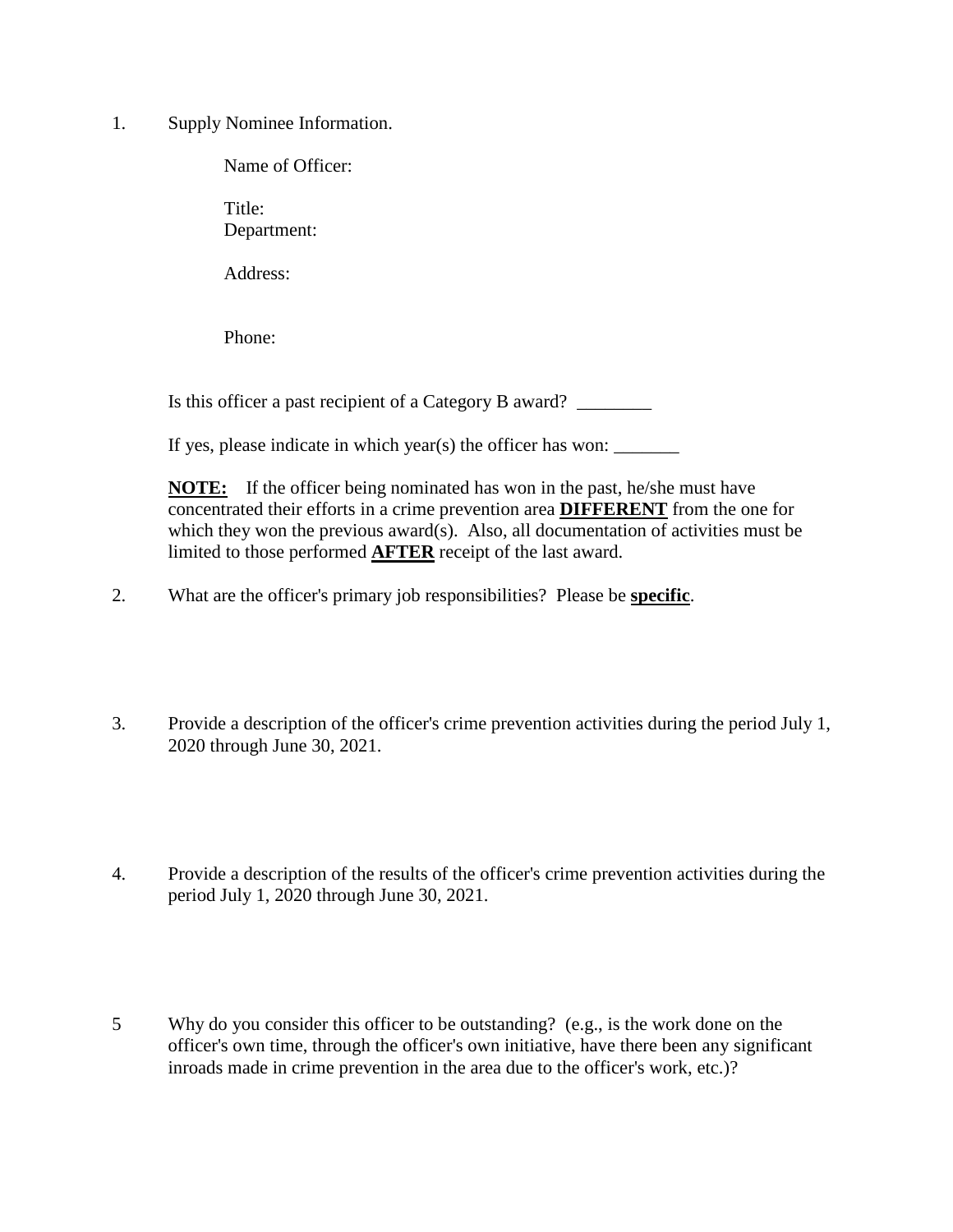1. Supply Nominee Information.

   Name of Officer:

   Title:
   Department:

   Address:

   Phone:

   Is this officer a past recipient of a Category B award? ________

   If yes, please indicate in which year(s) the officer has won: _______

   **<u>NOTE:</u>** If the officer being nominated has won in the past, he/she must have concentrated their efforts in a crime prevention area **<u>DIFFERENT</u>** from the one for which they won the previous award(s). Also, all documentation of activities must be limited to those performed **<u>AFTER</u>** receipt of the last award.

2. What are the officer's primary job responsibilities? Please be **<u>specific</u>**.

3. Provide a description of the officer's crime prevention activities during the period July 1, 2020 through June 30, 2021.

4. Provide a description of the results of the officer's crime prevention activities during the period July 1, 2020 through June 30, 2021.

5 Why do you consider this officer to be outstanding? (e.g., is the work done on the officer's own time, through the officer's own initiative, have there been any significant inroads made in crime prevention in the area due to the officer's work, etc.)?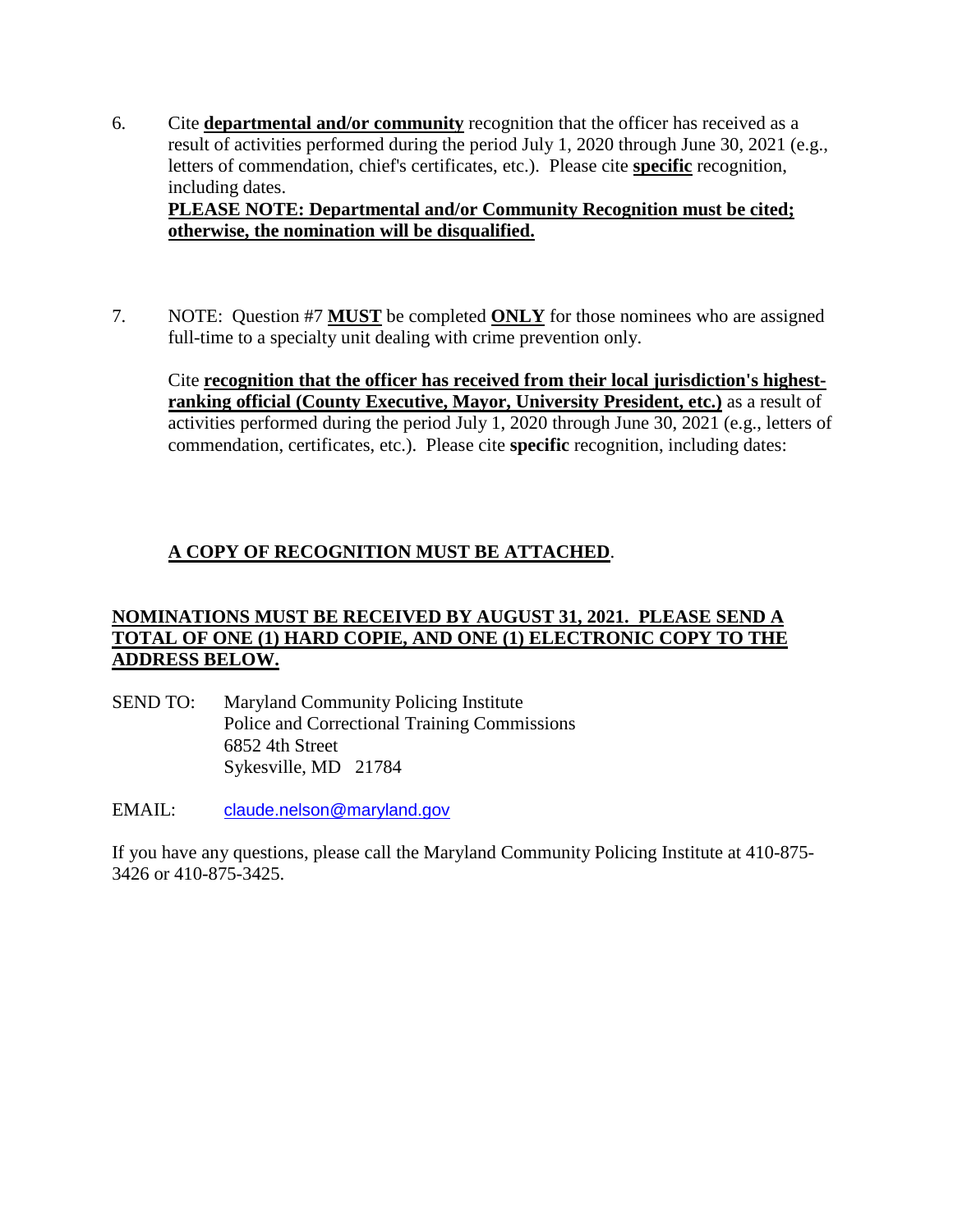6. Cite **departmental and/or community** recognition that the officer has received as a result of activities performed during the period July 1, 2020 through June 30, 2021 (e.g., letters of commendation, chief's certificates, etc.). Please cite **specific** recognition, including dates.
   **PLEASE NOTE: Departmental and/or Community Recognition must be cited; otherwise, the nomination will be disqualified.**

7. NOTE: Question #7 **MUST** be completed **ONLY** for those nominees who are assigned full-time to a specialty unit dealing with crime prevention only.

   Cite **recognition that the officer has received from their local jurisdiction's highest-ranking official (County Executive, Mayor, University President, etc.)** as a result of activities performed during the period July 1, 2020 through June 30, 2021 (e.g., letters of commendation, certificates, etc.). Please cite **specific** recognition, including dates:

   **A COPY OF RECOGNITION MUST BE ATTACHED**.

**NOMINATIONS MUST BE RECEIVED BY AUGUST 31, 2021. PLEASE SEND A TOTAL OF ONE (1) HARD COPIE, AND ONE (1) ELECTRONIC COPY TO THE ADDRESS BELOW.**

SEND TO: Maryland Community Policing Institute
Police and Correctional Training Commissions
6852 4th Street
Sykesville, MD 21784

EMAIL: claude.nelson@maryland.gov

If you have any questions, please call the Maryland Community Policing Institute at 410-875-3426 or 410-875-3425.